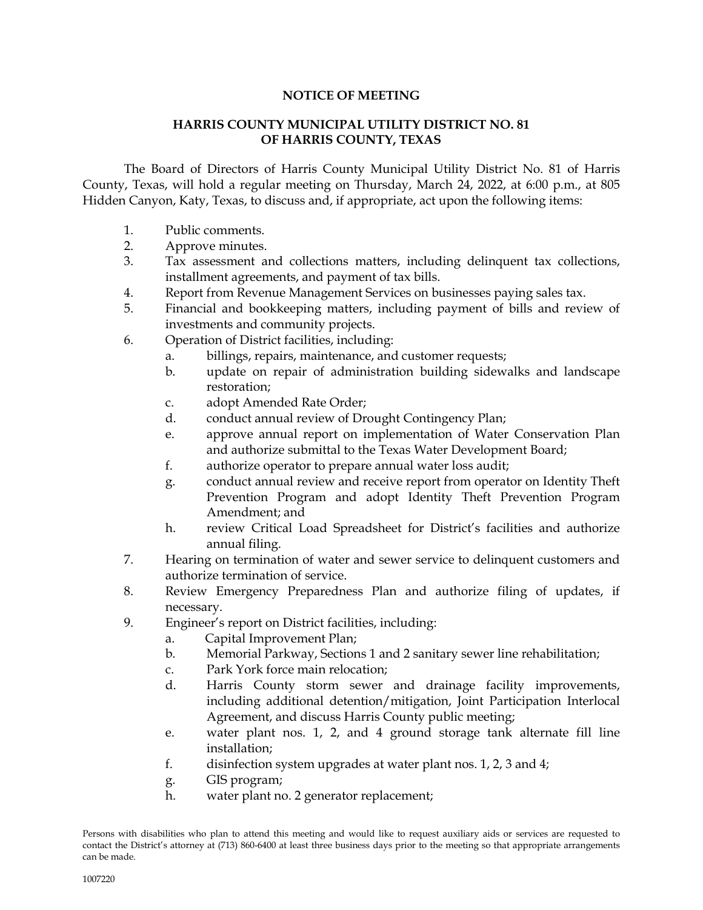**NOTICE OF MEETING**

**HARRIS COUNTY MUNICIPAL UTILITY DISTRICT NO. 81
OF HARRIS COUNTY, TEXAS**

The Board of Directors of Harris County Municipal Utility District No. 81 of Harris County, Texas, will hold a regular meeting on Thursday, March 24, 2022, at 6:00 p.m., at 805 Hidden Canyon, Katy, Texas, to discuss and, if appropriate, act upon the following items:

1. Public comments.
2. Approve minutes.
3. Tax assessment and collections matters, including delinquent tax collections, installment agreements, and payment of tax bills.
4. Report from Revenue Management Services on businesses paying sales tax.
5. Financial and bookkeeping matters, including payment of bills and review of investments and community projects.
6. Operation of District facilities, including:
   a. billings, repairs, maintenance, and customer requests;
   b. update on repair of administration building sidewalks and landscape restoration;
   c. adopt Amended Rate Order;
   d. conduct annual review of Drought Contingency Plan;
   e. approve annual report on implementation of Water Conservation Plan and authorize submittal to the Texas Water Development Board;
   f. authorize operator to prepare annual water loss audit;
   g. conduct annual review and receive report from operator on Identity Theft Prevention Program and adopt Identity Theft Prevention Program Amendment; and
   h. review Critical Load Spreadsheet for District's facilities and authorize annual filing.
7. Hearing on termination of water and sewer service to delinquent customers and authorize termination of service.
8. Review Emergency Preparedness Plan and authorize filing of updates, if necessary.
9. Engineer's report on District facilities, including:
   a. Capital Improvement Plan;
   b. Memorial Parkway, Sections 1 and 2 sanitary sewer line rehabilitation;
   c. Park York force main relocation;
   d. Harris County storm sewer and drainage facility improvements, including additional detention/mitigation, Joint Participation Interlocal Agreement, and discuss Harris County public meeting;
   e. water plant nos. 1, 2, and 4 ground storage tank alternate fill line installation;
   f. disinfection system upgrades at water plant nos. 1, 2, 3 and 4;
   g. GIS program;
   h. water plant no. 2 generator replacement;

Persons with disabilities who plan to attend this meeting and would like to request auxiliary aids or services are requested to contact the District's attorney at (713) 860-6400 at least three business days prior to the meeting so that appropriate arrangements can be made.

1007220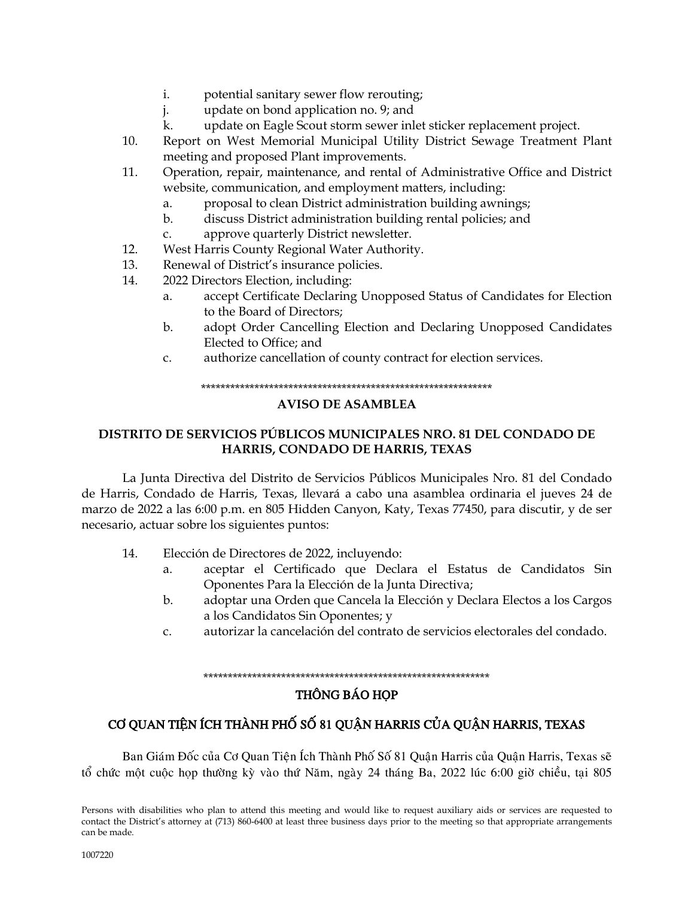i. potential sanitary sewer flow rerouting;
    j. update on bond application no. 9; and
    k. update on Eagle Scout storm sewer inlet sticker replacement project.

10. Report on West Memorial Municipal Utility District Sewage Treatment Plant meeting and proposed Plant improvements.
11. Operation, repair, maintenance, and rental of Administrative Office and District website, communication, and employment matters, including:
    a. proposal to clean District administration building awnings;
    b. discuss District administration building rental policies; and
    c. approve quarterly District newsletter.
12. West Harris County Regional Water Authority.
13. Renewal of District's insurance policies.
14. 2022 Directors Election, including:
    a. accept Certificate Declaring Unopposed Status of Candidates for Election to the Board of Directors;
    b. adopt Order Cancelling Election and Declaring Unopposed Candidates Elected to Office; and
    c. authorize cancellation of county contract for election services.

\*\*\*\*\*\*\*\*\*\*\*\*\*\*\*\*\*\*\*\*\*\*\*\*\*\*\*\*\*\*\*\*\*\*\*\*\*\*\*\*\*\*\*\*\*\*\*\*\*\*\*\*\*\*\*\*\*\*\*\*\*\*

## AVISO DE ASAMBLEA

## DISTRITO DE SERVICIOS PÚBLICOS MUNICIPALES NRO. 81 DEL CONDADO DE HARRIS, CONDADO DE HARRIS, TEXAS

La Junta Directiva del Distrito de Servicios Públicos Municipales Nro. 81 del Condado de Harris, Condado de Harris, Texas, llevará a cabo una asamblea ordinaria el jueves 24 de marzo de 2022 a las 6:00 p.m. en 805 Hidden Canyon, Katy, Texas 77450, para discutir, y de ser necesario, actuar sobre los siguientes puntos:

14. Elección de Directores de 2022, incluyendo:
    a. aceptar el Certificado que Declara el Estatus de Candidatos Sin Oponentes Para la Elección de la Junta Directiva;
    b. adoptar una Orden que Cancela la Elección y Declara Electos a los Cargos a los Candidatos Sin Oponentes; y
    c. autorizar la cancelación del contrato de servicios electorales del condado.

\*\*\*\*\*\*\*\*\*\*\*\*\*\*\*\*\*\*\*\*\*\*\*\*\*\*\*\*\*\*\*\*\*\*\*\*\*\*\*\*\*\*\*\*\*\*\*\*\*\*\*\*\*\*\*\*\*\*\*\*\*\*

## THÔNG BÁO HỌP

## CƠ QUAN TIỆN ÍCH THÀNH PHỐ SỐ 81 QUẬN HARRIS CỦA QUẬN HARRIS, TEXAS

Ban Giám Đốc của Cơ Quan Tiện Ích Thành Phố Số 81 Quận Harris của Quận Harris, Texas sẽ tổ chức một cuộc họp thường kỳ vào thứ Năm, ngày 24 tháng Ba, 2022 lúc 6:00 giờ chiều, tại 805

Persons with disabilities who plan to attend this meeting and would like to request auxiliary aids or services are requested to contact the District's attorney at (713) 860-6400 at least three business days prior to the meeting so that appropriate arrangements can be made.

1007220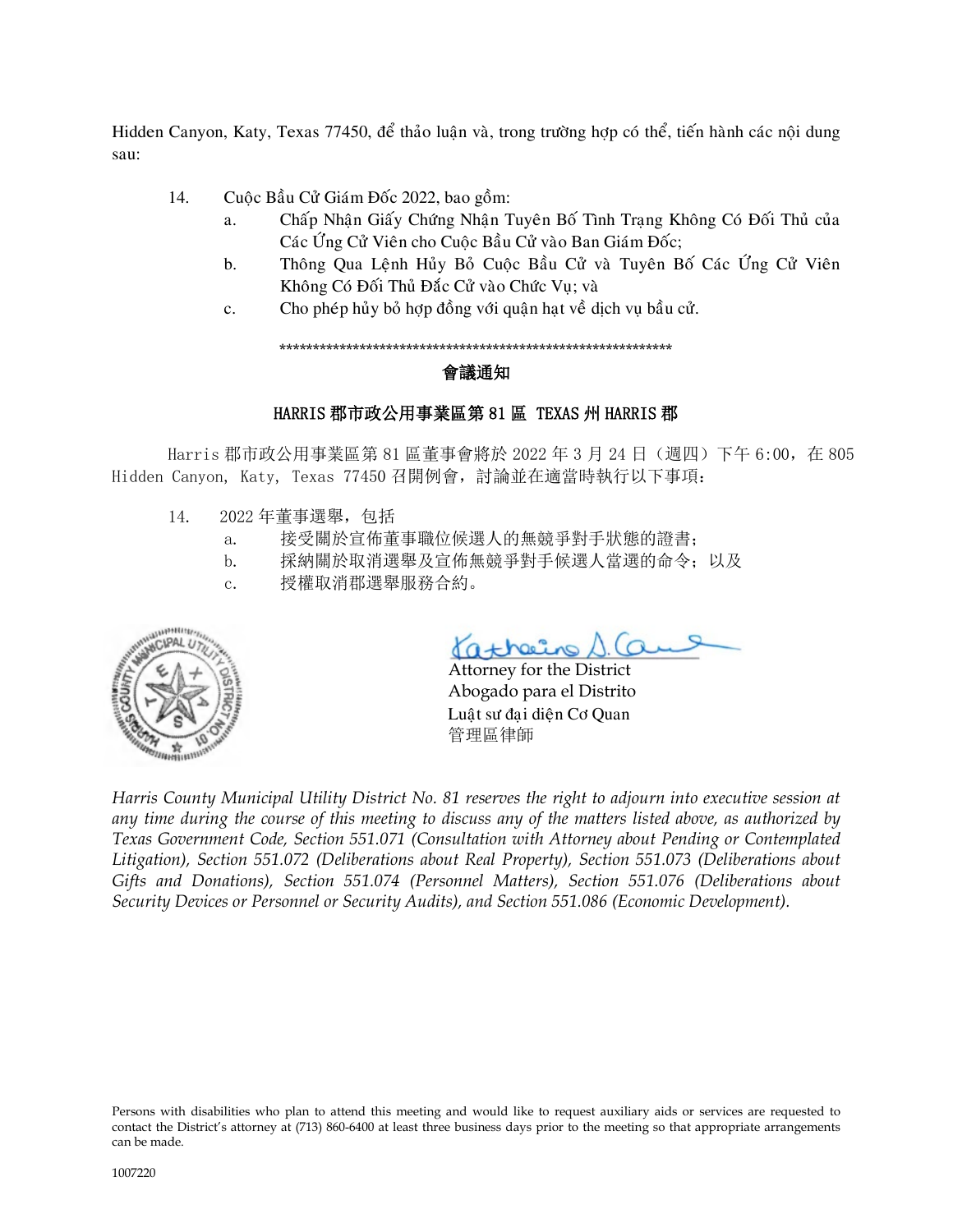Hidden Canyon, Katy, Texas 77450, để thảo luận và, trong trường hợp có thể, tiến hành các nội dung sau:

14. Cuộc Bầu Cử Giám Đốc 2022, bao gồm:
    a. Chấp Nhận Giấy Chứng Nhận Tuyên Bố Tình Trạng Không Có Đối Thủ của Các Ứng Cử Viên cho Cuộc Bầu Cử vào Ban Giám Đốc;
    b. Thông Qua Lệnh Hủy Bỏ Cuộc Bầu Cử và Tuyên Bố Các Ứng Cử Viên Không Có Đối Thủ Đắc Cử vào Chức Vụ; và
    c. Cho phép hủy bỏ hợp đồng với quận hạt về dịch vụ bầu cử.

***************************************************************

**會議通知**

**HARRIS 郡市政公用事業區第 81 區 TEXAS 州 HARRIS 郡**

Harris 郡市政公用事業區第 81 區董事會將於 2022 年 3 月 24 日（週四）下午 6:00，在 805 Hidden Canyon, Katy, Texas 77450 召開例會，討論並在適當時執行以下事項：

14. 2022 年董事選舉，包括
    a. 接受關於宣佈董事職位候選人的無競爭對手狀態的證書；
    b. 採納關於取消選舉及宣佈無競爭對手候選人當選的命令；以及
    c. 授權取消郡選舉服務合約。

Katherine A. Cause

Attorney for the District
Abogado para el Distrito
Luật sư đại diện Cơ Quan
管理區律師

*Harris County Municipal Utility District No. 81 reserves the right to adjourn into executive session at any time during the course of this meeting to discuss any of the matters listed above, as authorized by Texas Government Code, Section 551.071 (Consultation with Attorney about Pending or Contemplated Litigation), Section 551.072 (Deliberations about Real Property), Section 551.073 (Deliberations about Gifts and Donations), Section 551.074 (Personnel Matters), Section 551.076 (Deliberations about Security Devices or Personnel or Security Audits), and Section 551.086 (Economic Development).*

Persons with disabilities who plan to attend this meeting and would like to request auxiliary aids or services are requested to contact the District's attorney at (713) 860-6400 at least three business days prior to the meeting so that appropriate arrangements can be made.

1007220